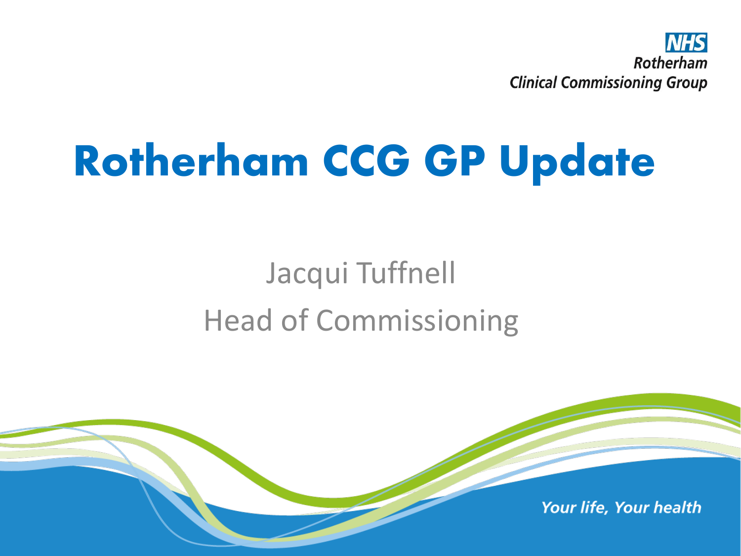NHS
Rotherham
Clinical Commissioning Group

# Rotherham CCG GP Update

Jacqui Tuffnell

Head of Commissioning

*Your life, Your health*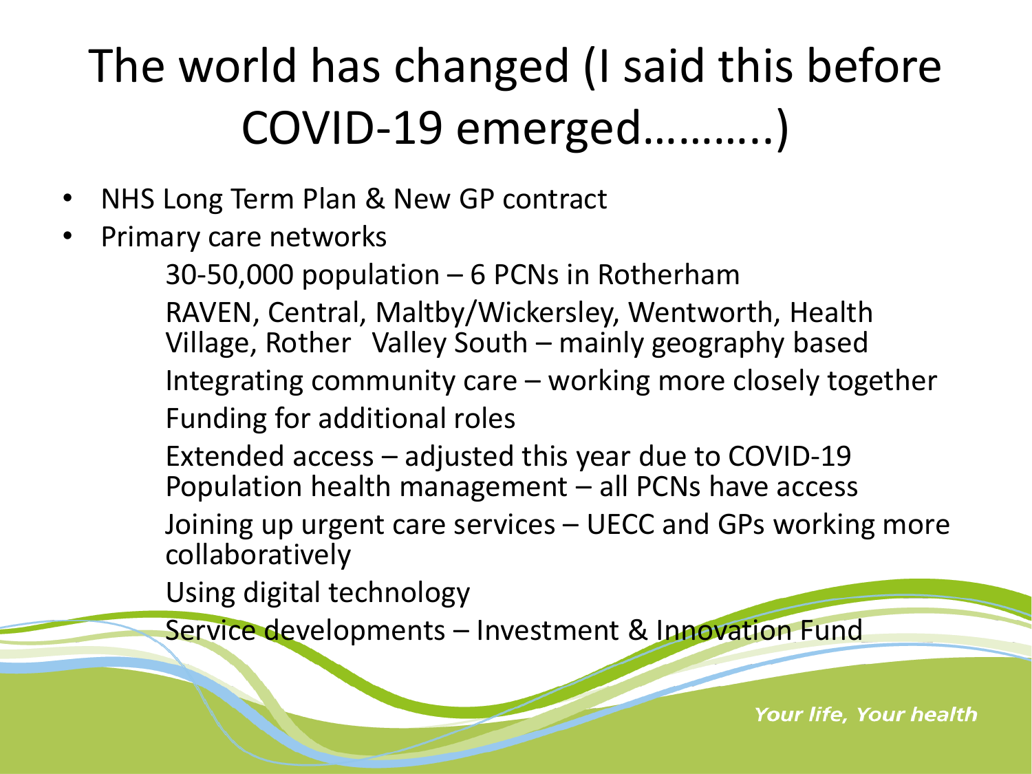# The world has changed (I said this before COVID-19 emerged……….)

- NHS Long Term Plan & New GP contract
- Primary care networks
  - 30-50,000 population – 6 PCNs in Rotherham
  - RAVEN, Central, Maltby/Wickersley, Wentworth, Health Village, Rother Valley South – mainly geography based
  - Integrating community care – working more closely together
  - Funding for additional roles
  - Extended access – adjusted this year due to COVID-19
  - Population health management – all PCNs have access
  - Joining up urgent care services – UECC and GPs working more collaboratively
  - Using digital technology
  - Service developments – Investment & Innovation Fund

*Your life, Your health*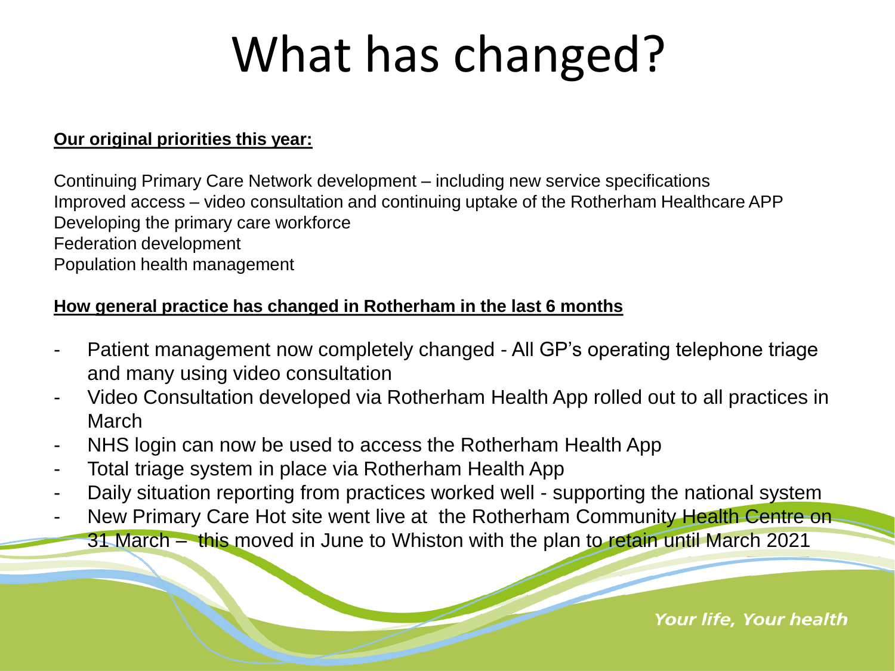# What has changed?

**Our original priorities this year:**

Continuing Primary Care Network development – including new service specifications
Improved access – video consultation and continuing uptake of the Rotherham Healthcare APP
Developing the primary care workforce
Federation development
Population health management

**How general practice has changed in Rotherham in the last 6 months**

- Patient management now completely changed - All GP's operating telephone triage and many using video consultation
- Video Consultation developed via Rotherham Health App rolled out to all practices in March
- NHS login can now be used to access the Rotherham Health App
- Total triage system in place via Rotherham Health App
- Daily situation reporting from practices worked well - supporting the national system
- New Primary Care Hot site went live at the Rotherham Community Health Centre on 31 March – this moved in June to Whiston with the plan to retain until March 2021

*Your life, Your health*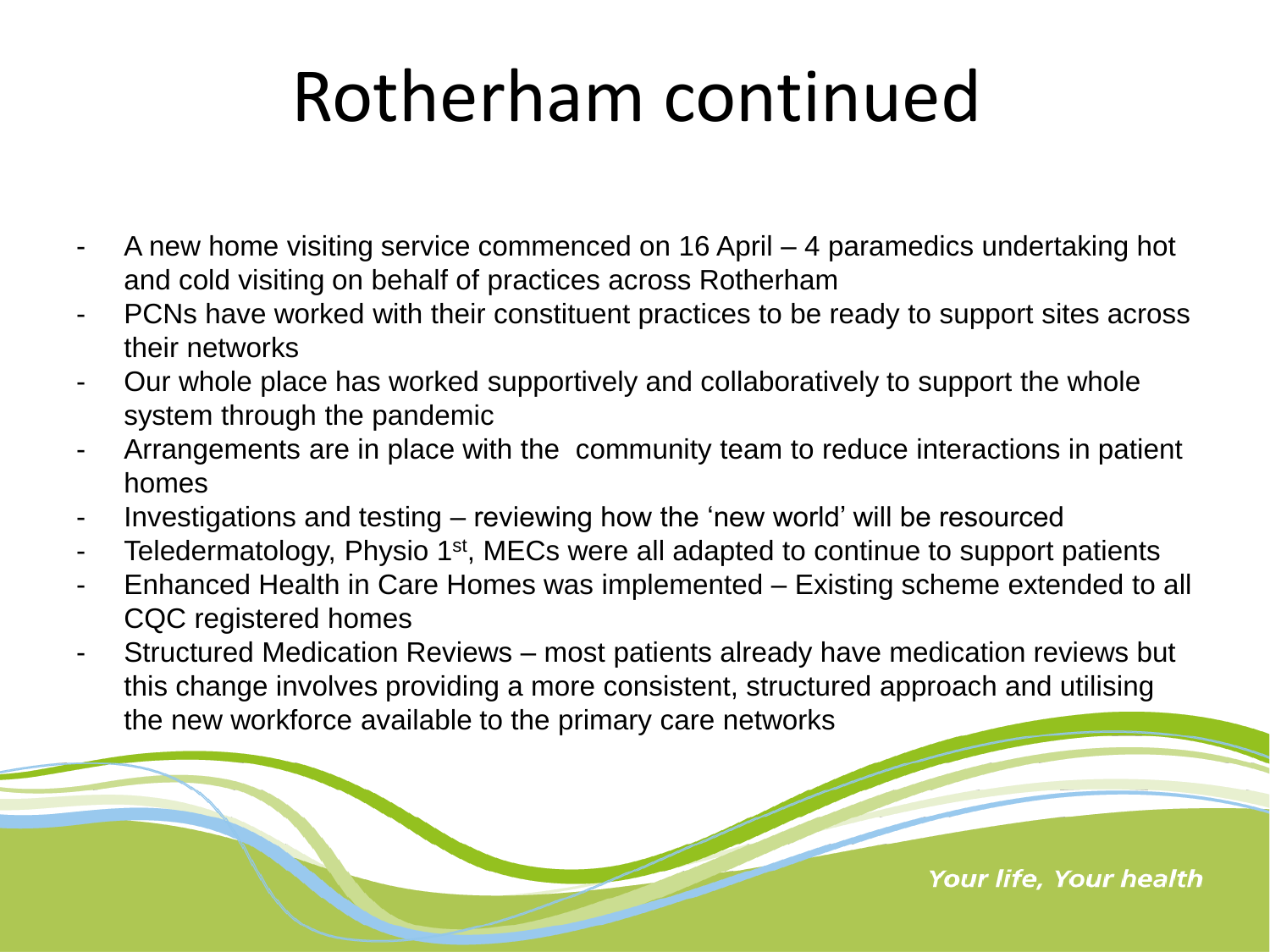# Rotherham continued

- A new home visiting service commenced on 16 April – 4 paramedics undertaking hot and cold visiting on behalf of practices across Rotherham
- PCNs have worked with their constituent practices to be ready to support sites across their networks
- Our whole place has worked supportively and collaboratively to support the whole system through the pandemic
- Arrangements are in place with the community team to reduce interactions in patient homes
- Investigations and testing – reviewing how the 'new world' will be resourced
- Teledermatology, Physio 1st, MECs were all adapted to continue to support patients
- Enhanced Health in Care Homes was implemented – Existing scheme extended to all CQC registered homes
- Structured Medication Reviews – most patients already have medication reviews but this change involves providing a more consistent, structured approach and utilising the new workforce available to the primary care networks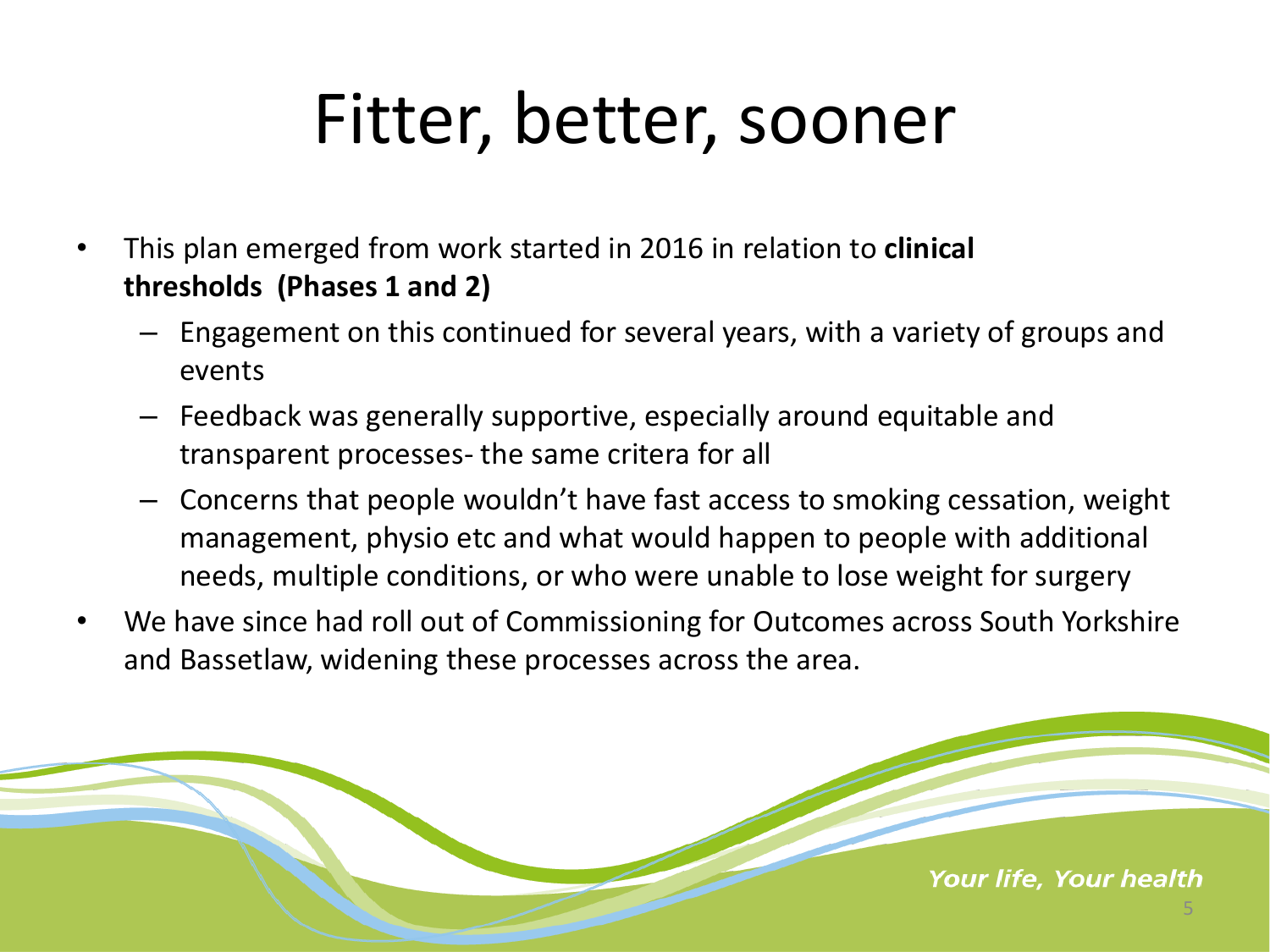# Fitter, better, sooner

- This plan emerged from work started in 2016 in relation to **clinical thresholds (Phases 1 and 2)**
  - Engagement on this continued for several years, with a variety of groups and events
  - Feedback was generally supportive, especially around equitable and transparent processes- the same critera for all
  - Concerns that people wouldn't have fast access to smoking cessation, weight management, physio etc and what would happen to people with additional needs, multiple conditions, or who were unable to lose weight for surgery
- We have since had roll out of Commissioning for Outcomes across South Yorkshire and Bassetlaw, widening these processes across the area.

*Your life, Your health*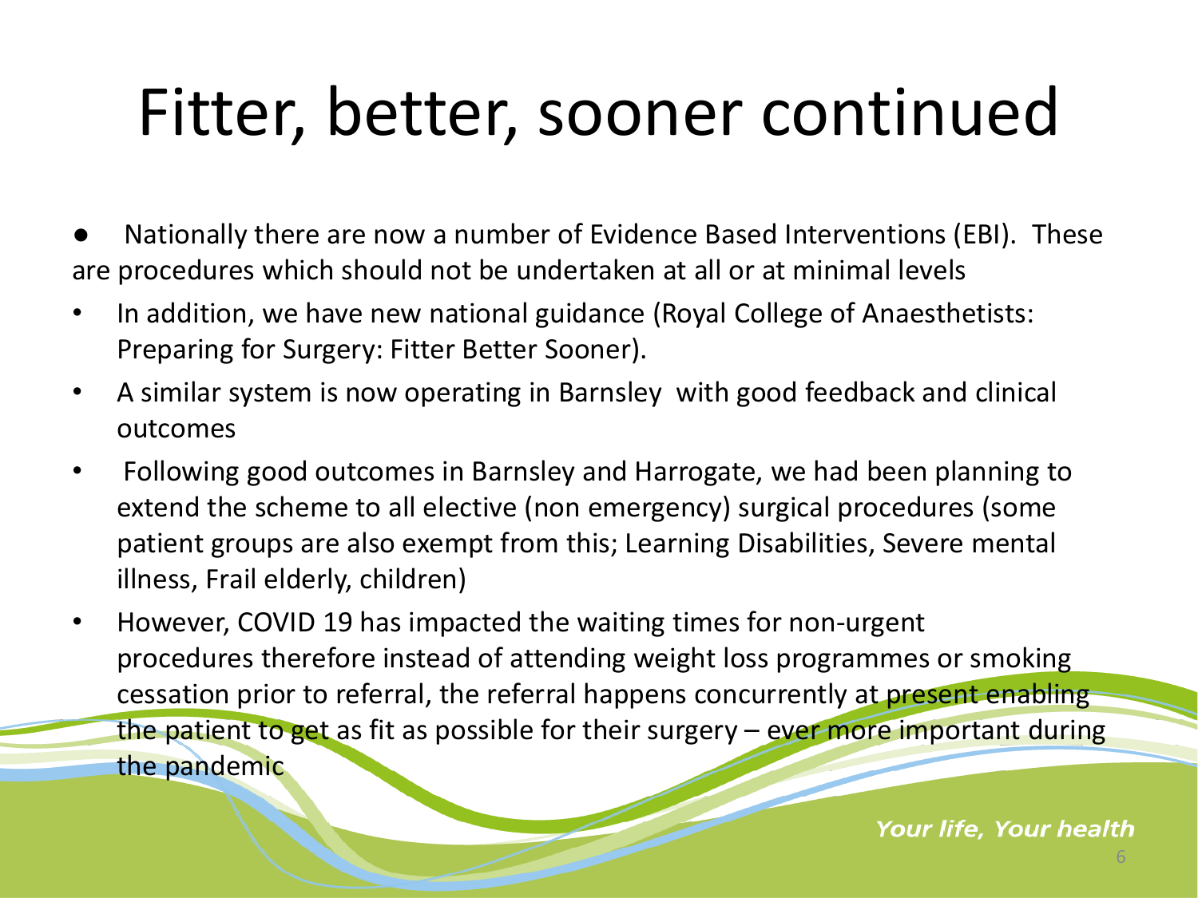# Fitter, better, sooner continued

- Nationally there are now a number of Evidence Based Interventions (EBI). These are procedures which should not be undertaken at all or at minimal levels
- In addition, we have new national guidance (Royal College of Anaesthetists: Preparing for Surgery: Fitter Better Sooner).
- A similar system is now operating in Barnsley with good feedback and clinical outcomes
- Following good outcomes in Barnsley and Harrogate, we had been planning to extend the scheme to all elective (non emergency) surgical procedures (some patient groups are also exempt from this; Learning Disabilities, Severe mental illness, Frail elderly, children)
- However, COVID 19 has impacted the waiting times for non-urgent procedures therefore instead of attending weight loss programmes or smoking cessation prior to referral, the referral happens concurrently at present enabling the patient to get as fit as possible for their surgery – ever more important during the pandemic

*Your life, Your health*